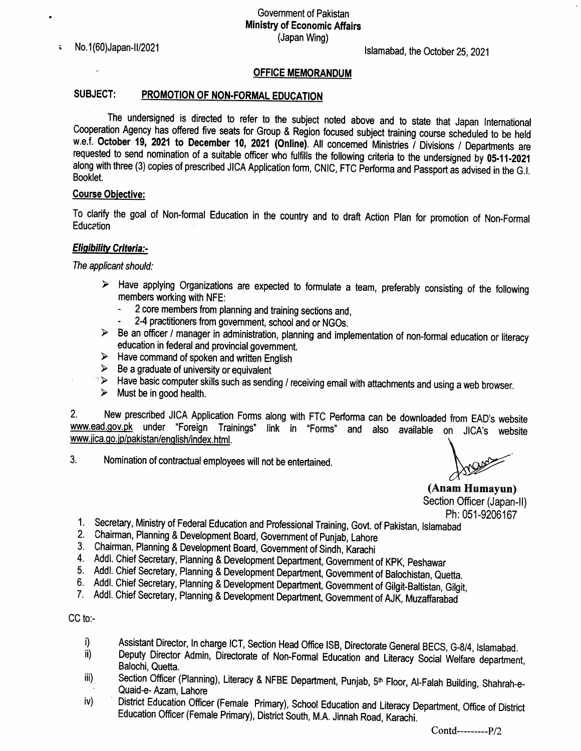Government of Pakistan
**Ministry of Economic Affairs**
(Japan Wing)

No.1(60)Japan-II/2021

Islamabad, the October 25, 2021

## OFFICE MEMORANDUM

**SUBJECT: PROMOTION OF NON-FORMAL EDUCATION**

The undersigned is directed to refer to the subject noted above and to state that Japan International Cooperation Agency has offered five seats for Group & Region focused subject training course scheduled to be held w.e.f. **October 19, 2021 to December 10, 2021 (Online)**. All concerned Ministries / Divisions / Departments are requested to send nomination of a suitable officer who fulfills the following criteria to the undersigned by **05-11-2021** along with three (3) copies of prescribed JICA Application form, CNIC, FTC Performa and Passport as advised in the G.I. Booklet.

**Course Objective:**

To clarify the goal of Non-formal Education in the country and to draft Action Plan for promotion of Non-Formal Education

***Eligibility Criteria:-***

*The applicant should:*

- Have applying Organizations are expected to formulate a team, preferably consisting of the following members working with NFE:
  - 2 core members from planning and training sections and,
  - 2-4 practitioners from government, school and or NGOs.
- Be an officer / manager in administration, planning and implementation of non-formal education or literacy education in federal and provincial government.
- Have command of spoken and written English
- Be a graduate of university or equivalent
- Have basic computer skills such as sending / receiving email with attachments and using a web browser.
- Must be in good health.

2. New prescribed JICA Application Forms along with FTC Performa can be downloaded from EAD's website www.ead.gov.pk under "Foreign Trainings" link in "Forms" and also available on JICA's website www.jica.go.jp/pakistan/english/index.html.

3. Nomination of contractual employees will not be entertained.

**(Anam Humayun)**
Section Officer (Japan-II)
Ph: 051-9206167

1. Secretary, Ministry of Federal Education and Professional Training, Govt. of Pakistan, Islamabad
2. Chairman, Planning & Development Board, Government of Punjab, Lahore
3. Chairman, Planning & Development Board, Government of Sindh, Karachi
4. Addl. Chief Secretary, Planning & Development Department, Government of KPK, Peshawar
5. Addl. Chief Secretary, Planning & Development Department, Government of Balochistan, Quetta.
6. Addl. Chief Secretary, Planning & Development Department, Government of Gilgit-Baltistan, Gilgit,
7. Addl. Chief Secretary, Planning & Development Department, Government of AJK, Muzaffarabad

CC to:-

i) Assistant Director, In charge ICT, Section Head Office ISB, Directorate General BECS, G-8/4, Islamabad.
ii) Deputy Director Admin, Directorate of Non-Formal Education and Literacy Social Welfare department, Balochi, Quetta.
iii) Section Officer (Planning), Literacy & NFBE Department, Punjab, 5th Floor, Al-Falah Building, Shahrah-e-Quaid-e- Azam, Lahore
iv) District Education Officer (Female Primary), School Education and Literacy Department, Office of District Education Officer (Female Primary), District South, M.A. Jinnah Road, Karachi.

Contd---------P/2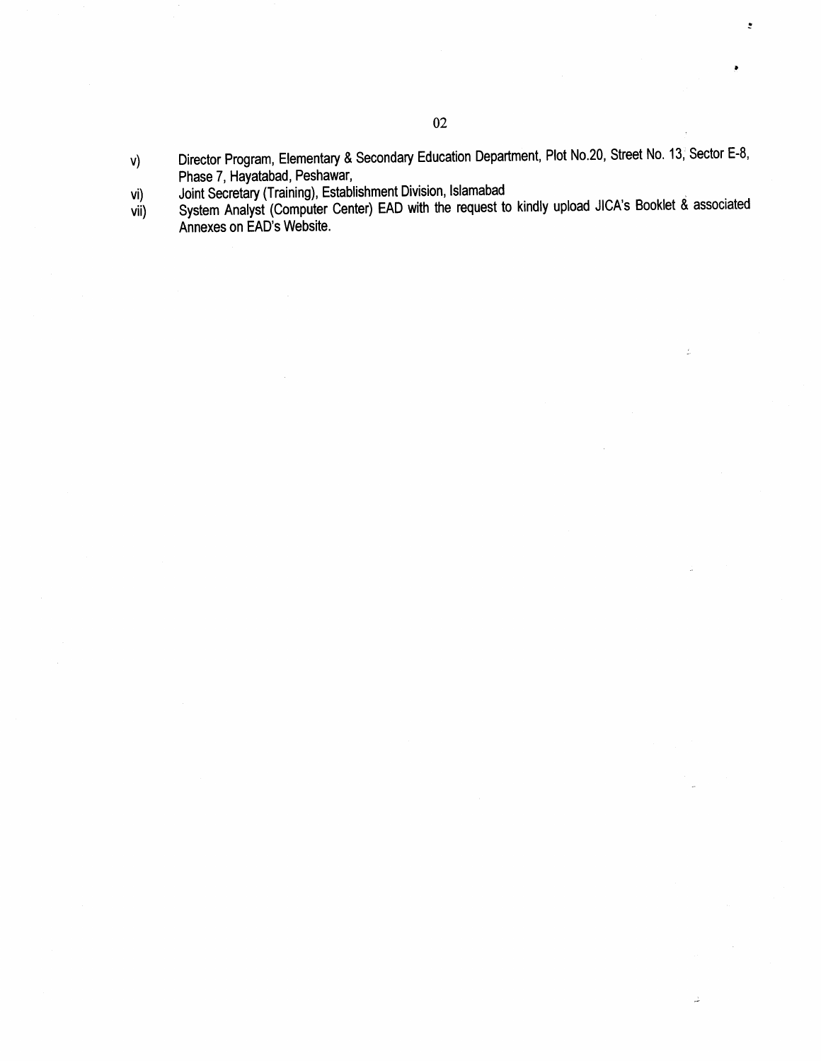v) Director Program, Elementary & Secondary Education Department, Plot No.20, Street No. 13, Sector E-8, Phase 7, Hayatabad, Peshawar,

vi) Joint Secretary (Training), Establishment Division, Islamabad

vii) System Analyst (Computer Center) EAD with the request to kindly upload JICA's Booklet & associated Annexes on EAD's Website.